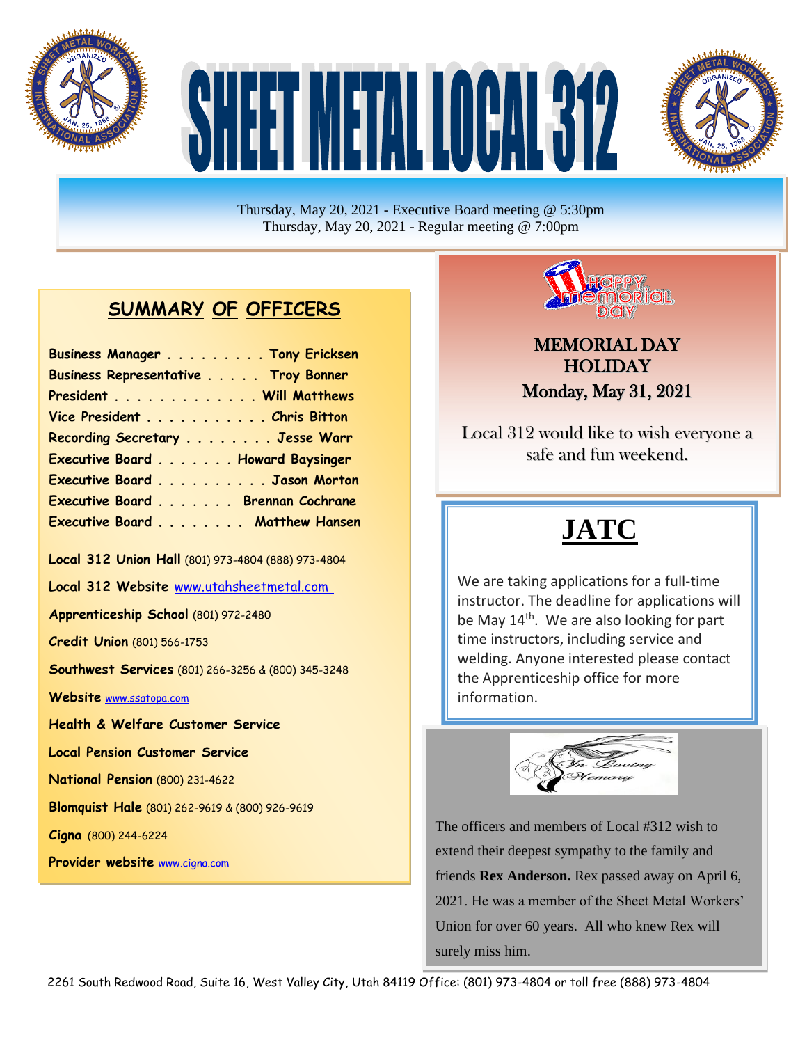# SHEET METAL LOCAL 312

Thursday, May 20, 2021 - Executive Board meeting @ 5:30pm
Thursday, May 20, 2021 - Regular meeting @ 7:00pm

## SUMMARY OF OFFICERS

**Business Manager . . . . . . . . . Tony Ericksen**
**Business Representative . . . . . Troy Bonner**
**President . . . . . . . . . . . . . Will Matthews**
**Vice President . . . . . . . . . . . Chris Bitton**
**Recording Secretary . . . . . . . . Jesse Warr**
**Executive Board . . . . . . . Howard Baysinger**
**Executive Board . . . . . . . . . . Jason Morton**
**Executive Board . . . . . . . Brennan Cochrane**
**Executive Board . . . . . . . . Matthew Hansen**

**Local 312 Union Hall** (801) 973-4804 (888) 973-4804

**Local 312 Website** www.utahsheetmetal.com

**Apprenticeship School** (801) 972-2480

**Credit Union** (801) 566-1753

**Southwest Services** (801) 266-3256 & (800) 345-3248

**Website** www.ssatopa.com

**Health & Welfare Customer Service**

**Local Pension Customer Service**

**National Pension** (800) 231-4622

**Blomquist Hale** (801) 262-9619 & (800) 926-9619

**Cigna** (800) 244-6224

**Provider website** www.cigna.com

Happy Memorial Day

## MEMORIAL DAY HOLIDAY
## Monday, May 31, 2021

Local 312 would like to wish everyone a safe and fun weekend.

## JATC

We are taking applications for a full-time instructor. The deadline for applications will be May 14th. We are also looking for part time instructors, including service and welding. Anyone interested please contact the Apprenticeship office for more information.

*In Loving Memory*

The officers and members of Local #312 wish to extend their deepest sympathy to the family and friends **Rex Anderson.** Rex passed away on April 6, 2021. He was a member of the Sheet Metal Workers' Union for over 60 years. All who knew Rex will surely miss him.

2261 South Redwood Road, Suite 16, West Valley City, Utah 84119 Office: (801) 973-4804 or toll free (888) 973-4804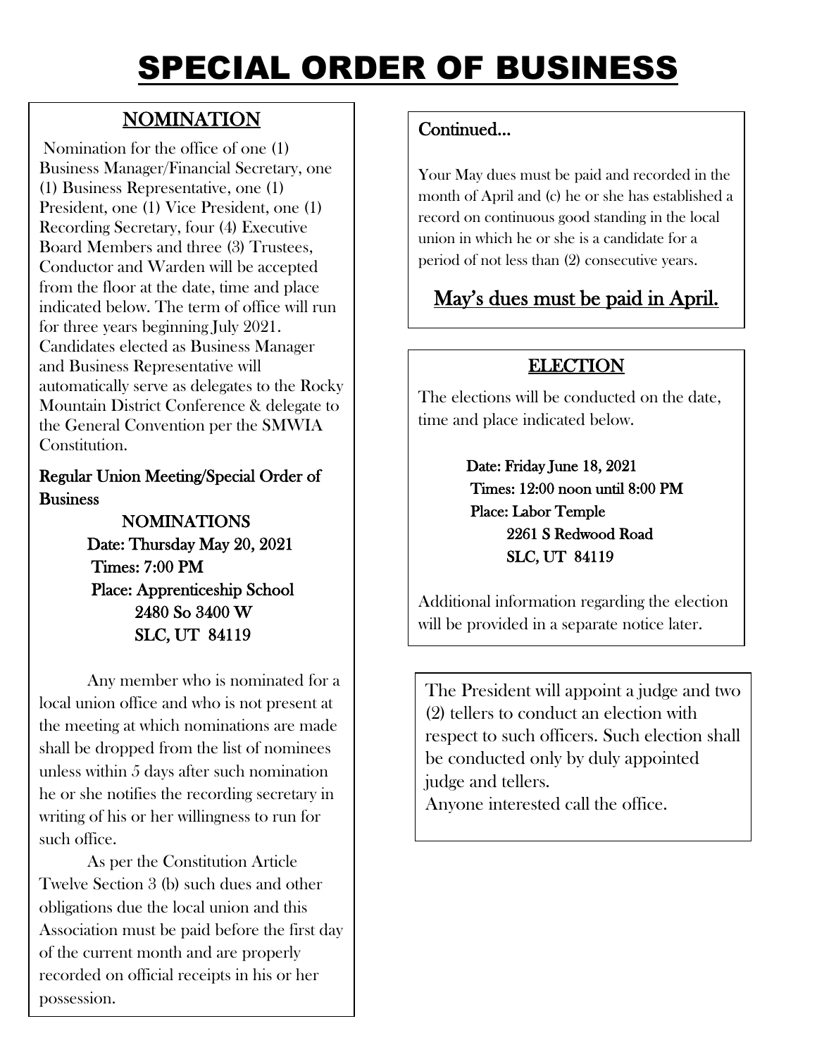# SPECIAL ORDER OF BUSINESS

## NOMINATION

Nomination for the office of one (1) Business Manager/Financial Secretary, one (1) Business Representative, one (1) President, one (1) Vice President, one (1) Recording Secretary, four (4) Executive Board Members and three (3) Trustees, Conductor and Warden will be accepted from the floor at the date, time and place indicated below. The term of office will run for three years beginning July 2021. Candidates elected as Business Manager and Business Representative will automatically serve as delegates to the Rocky Mountain District Conference & delegate to the General Convention per the SMWIA Constitution.

**Regular Union Meeting/Special Order of Business**

**NOMINATIONS**
**Date: Thursday May 20, 2021**
**Times: 7:00 PM**
**Place: Apprenticeship School**
**2480 So 3400 W**
**SLC, UT 84119**

Any member who is nominated for a local union office and who is not present at the meeting at which nominations are made shall be dropped from the list of nominees unless within 5 days after such nomination he or she notifies the recording secretary in writing of his or her willingness to run for such office.

As per the Constitution Article Twelve Section 3 (b) such dues and other obligations due the local union and this Association must be paid before the first day of the current month and are properly recorded on official receipts in his or her possession.

**Continued…**

Your May dues must be paid and recorded in the month of April and (c) he or she has established a record on continuous good standing in the local union in which he or she is a candidate for a period of not less than (2) consecutive years.

**May's dues must be paid in April.**

## ELECTION

The elections will be conducted on the date, time and place indicated below.

**Date: Friday June 18, 2021**
**Times: 12:00 noon until 8:00 PM**
**Place: Labor Temple**
**2261 S Redwood Road**
**SLC, UT 84119**

Additional information regarding the election will be provided in a separate notice later.

The President will appoint a judge and two (2) tellers to conduct an election with respect to such officers. Such election shall be conducted only by duly appointed judge and tellers.
Anyone interested call the office.